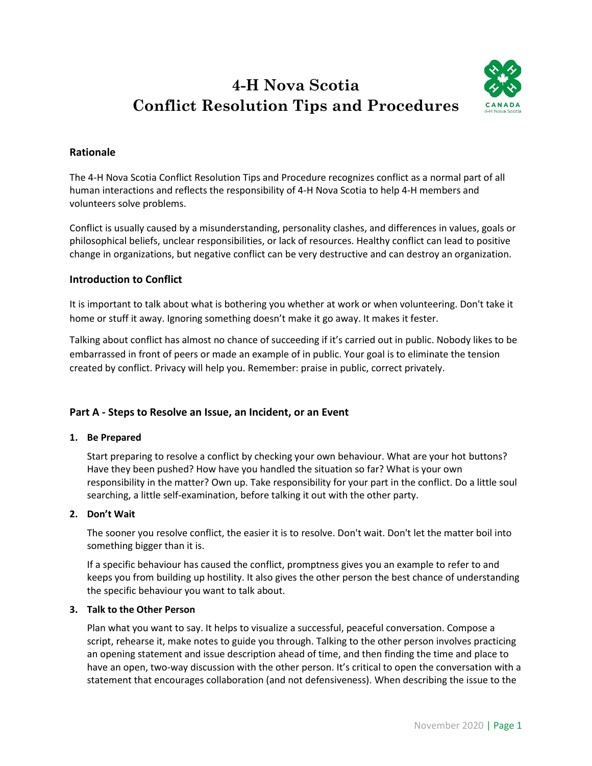# 4-H Nova Scotia
# Conflict Resolution Tips and Procedures

## Rationale

The 4-H Nova Scotia Conflict Resolution Tips and Procedure recognizes conflict as a normal part of all human interactions and reflects the responsibility of 4-H Nova Scotia to help 4-H members and volunteers solve problems.

Conflict is usually caused by a misunderstanding, personality clashes, and differences in values, goals or philosophical beliefs, unclear responsibilities, or lack of resources. Healthy conflict can lead to positive change in organizations, but negative conflict can be very destructive and can destroy an organization.

## Introduction to Conflict

It is important to talk about what is bothering you whether at work or when volunteering. Don't take it home or stuff it away. Ignoring something doesn't make it go away. It makes it fester.

Talking about conflict has almost no chance of succeeding if it's carried out in public. Nobody likes to be embarrassed in front of peers or made an example of in public. Your goal is to eliminate the tension created by conflict. Privacy will help you. Remember: praise in public, correct privately.

## Part A - Steps to Resolve an Issue, an Incident, or an Event

1. **Be Prepared**

   Start preparing to resolve a conflict by checking your own behaviour. What are your hot buttons? Have they been pushed? How have you handled the situation so far? What is your own responsibility in the matter? Own up. Take responsibility for your part in the conflict. Do a little soul searching, a little self-examination, before talking it out with the other party.

2. **Don't Wait**

   The sooner you resolve conflict, the easier it is to resolve. Don't wait. Don't let the matter boil into something bigger than it is.

   If a specific behaviour has caused the conflict, promptness gives you an example to refer to and keeps you from building up hostility. It also gives the other person the best chance of understanding the specific behaviour you want to talk about.

3. **Talk to the Other Person**

   Plan what you want to say. It helps to visualize a successful, peaceful conversation. Compose a script, rehearse it, make notes to guide you through. Talking to the other person involves practicing an opening statement and issue description ahead of time, and then finding the time and place to have an open, two-way discussion with the other person. It's critical to open the conversation with a statement that encourages collaboration (and not defensiveness). When describing the issue to the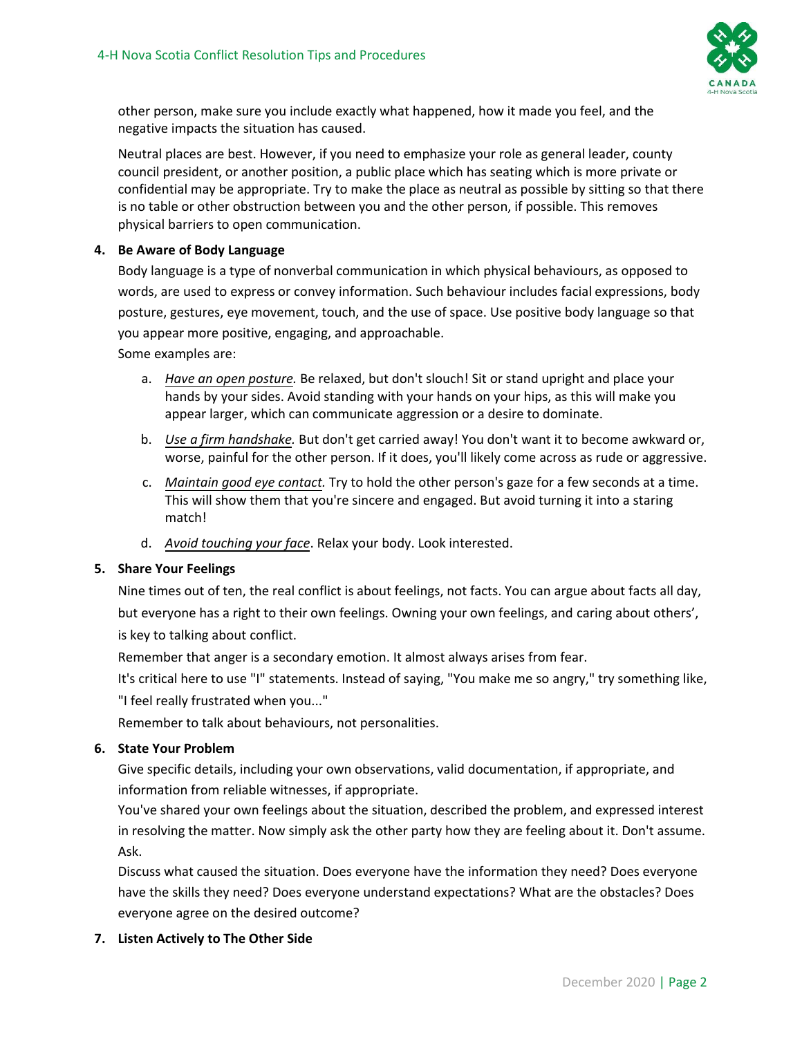other person, make sure you include exactly what happened, how it made you feel, and the negative impacts the situation has caused.

Neutral places are best. However, if you need to emphasize your role as general leader, county council president, or another position, a public place which has seating which is more private or confidential may be appropriate. Try to make the place as neutral as possible by sitting so that there is no table or other obstruction between you and the other person, if possible. This removes physical barriers to open communication.

4. **Be Aware of Body Language**

   Body language is a type of nonverbal communication in which physical behaviours, as opposed to words, are used to express or convey information. Such behaviour includes facial expressions, body posture, gestures, eye movement, touch, and the use of space. Use positive body language so that you appear more positive, engaging, and approachable.

   Some examples are:

   a. *Have an open posture.* Be relaxed, but don't slouch! Sit or stand upright and place your hands by your sides. Avoid standing with your hands on your hips, as this will make you appear larger, which can communicate aggression or a desire to dominate.

   b. *Use a firm handshake.* But don't get carried away! You don't want it to become awkward or, worse, painful for the other person. If it does, you'll likely come across as rude or aggressive.

   c. *Maintain good eye contact.* Try to hold the other person's gaze for a few seconds at a time. This will show them that you're sincere and engaged. But avoid turning it into a staring match!

   d. *Avoid touching your face*. Relax your body. Look interested.

5. **Share Your Feelings**

   Nine times out of ten, the real conflict is about feelings, not facts. You can argue about facts all day, but everyone has a right to their own feelings. Owning your own feelings, and caring about others', is key to talking about conflict.

   Remember that anger is a secondary emotion. It almost always arises from fear.

   It's critical here to use "I" statements. Instead of saying, "You make me so angry," try something like, "I feel really frustrated when you..."

   Remember to talk about behaviours, not personalities.

6. **State Your Problem**

   Give specific details, including your own observations, valid documentation, if appropriate, and information from reliable witnesses, if appropriate.

   You've shared your own feelings about the situation, described the problem, and expressed interest in resolving the matter. Now simply ask the other party how they are feeling about it. Don't assume. Ask.

   Discuss what caused the situation. Does everyone have the information they need? Does everyone have the skills they need? Does everyone understand expectations? What are the obstacles? Does everyone agree on the desired outcome?

7. **Listen Actively to The Other Side**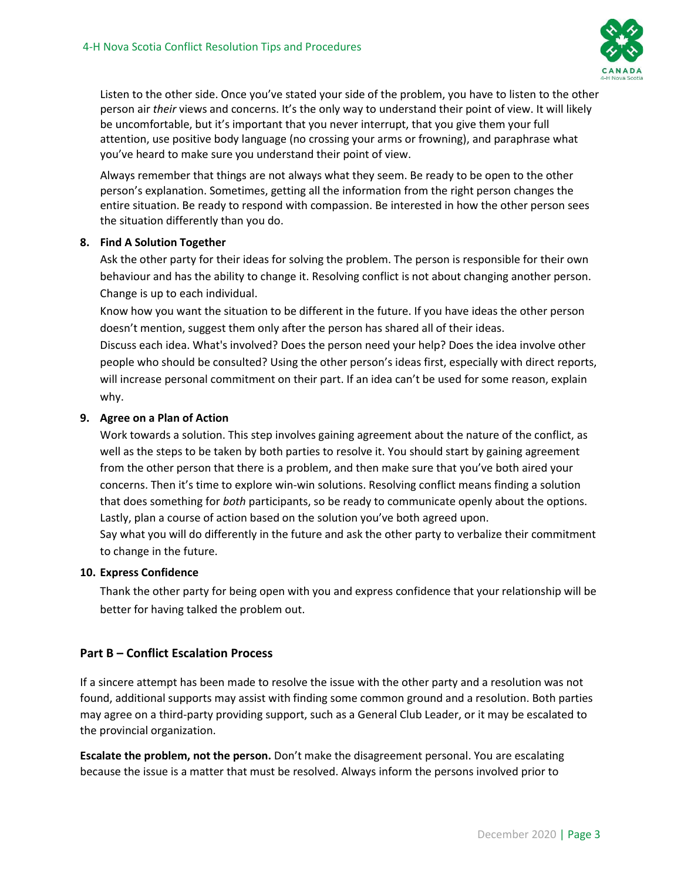Listen to the other side. Once you've stated your side of the problem, you have to listen to the other person air *their* views and concerns. It's the only way to understand their point of view. It will likely be uncomfortable, but it's important that you never interrupt, that you give them your full attention, use positive body language (no crossing your arms or frowning), and paraphrase what you've heard to make sure you understand their point of view.

Always remember that things are not always what they seem. Be ready to be open to the other person's explanation. Sometimes, getting all the information from the right person changes the entire situation. Be ready to respond with compassion. Be interested in how the other person sees the situation differently than you do.

8. **Find A Solution Together**

   Ask the other party for their ideas for solving the problem. The person is responsible for their own behaviour and has the ability to change it. Resolving conflict is not about changing another person. Change is up to each individual.

   Know how you want the situation to be different in the future. If you have ideas the other person doesn't mention, suggest them only after the person has shared all of their ideas.

   Discuss each idea. What's involved? Does the person need your help? Does the idea involve other people who should be consulted? Using the other person's ideas first, especially with direct reports, will increase personal commitment on their part. If an idea can't be used for some reason, explain why.

9. **Agree on a Plan of Action**

   Work towards a solution. This step involves gaining agreement about the nature of the conflict, as well as the steps to be taken by both parties to resolve it. You should start by gaining agreement from the other person that there is a problem, and then make sure that you've both aired your concerns. Then it's time to explore win-win solutions. Resolving conflict means finding a solution that does something for *both* participants, so be ready to communicate openly about the options. Lastly, plan a course of action based on the solution you've both agreed upon.

   Say what you will do differently in the future and ask the other party to verbalize their commitment to change in the future.

10. **Express Confidence**

    Thank the other party for being open with you and express confidence that your relationship will be better for having talked the problem out.

## Part B – Conflict Escalation Process

If a sincere attempt has been made to resolve the issue with the other party and a resolution was not found, additional supports may assist with finding some common ground and a resolution. Both parties may agree on a third-party providing support, such as a General Club Leader, or it may be escalated to the provincial organization.

**Escalate the problem, not the person.** Don't make the disagreement personal. You are escalating because the issue is a matter that must be resolved. Always inform the persons involved prior to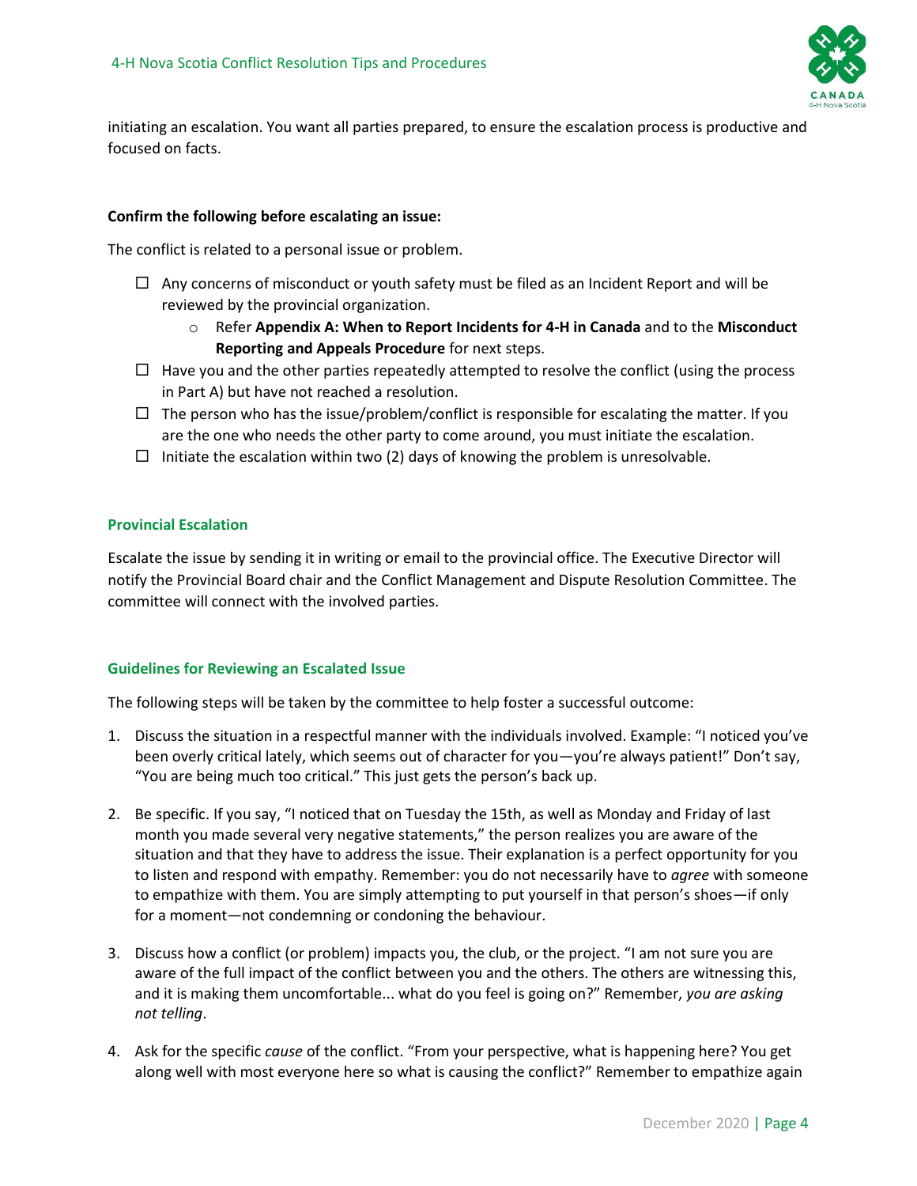initiating an escalation. You want all parties prepared, to ensure the escalation process is productive and focused on facts.

**Confirm the following before escalating an issue:**

The conflict is related to a personal issue or problem.

- ☐ Any concerns of misconduct or youth safety must be filed as an Incident Report and will be reviewed by the provincial organization.
    - Refer **Appendix A: When to Report Incidents for 4-H in Canada** and to the **Misconduct Reporting and Appeals Procedure** for next steps.
- ☐ Have you and the other parties repeatedly attempted to resolve the conflict (using the process in Part A) but have not reached a resolution.
- ☐ The person who has the issue/problem/conflict is responsible for escalating the matter. If you are the one who needs the other party to come around, you must initiate the escalation.
- ☐ Initiate the escalation within two (2) days of knowing the problem is unresolvable.

### Provincial Escalation

Escalate the issue by sending it in writing or email to the provincial office. The Executive Director will notify the Provincial Board chair and the Conflict Management and Dispute Resolution Committee. The committee will connect with the involved parties.

### Guidelines for Reviewing an Escalated Issue

The following steps will be taken by the committee to help foster a successful outcome:

1. Discuss the situation in a respectful manner with the individuals involved. Example: "I noticed you've been overly critical lately, which seems out of character for you—you're always patient!" Don't say, "You are being much too critical." This just gets the person's back up.

2. Be specific. If you say, "I noticed that on Tuesday the 15th, as well as Monday and Friday of last month you made several very negative statements," the person realizes you are aware of the situation and that they have to address the issue. Their explanation is a perfect opportunity for you to listen and respond with empathy. Remember: you do not necessarily have to *agree* with someone to empathize with them. You are simply attempting to put yourself in that person's shoes—if only for a moment—not condemning or condoning the behaviour.

3. Discuss how a conflict (or problem) impacts you, the club, or the project. "I am not sure you are aware of the full impact of the conflict between you and the others. The others are witnessing this, and it is making them uncomfortable... what do you feel is going on?" Remember, *you are asking not telling*.

4. Ask for the specific *cause* of the conflict. "From your perspective, what is happening here? You get along well with most everyone here so what is causing the conflict?" Remember to empathize again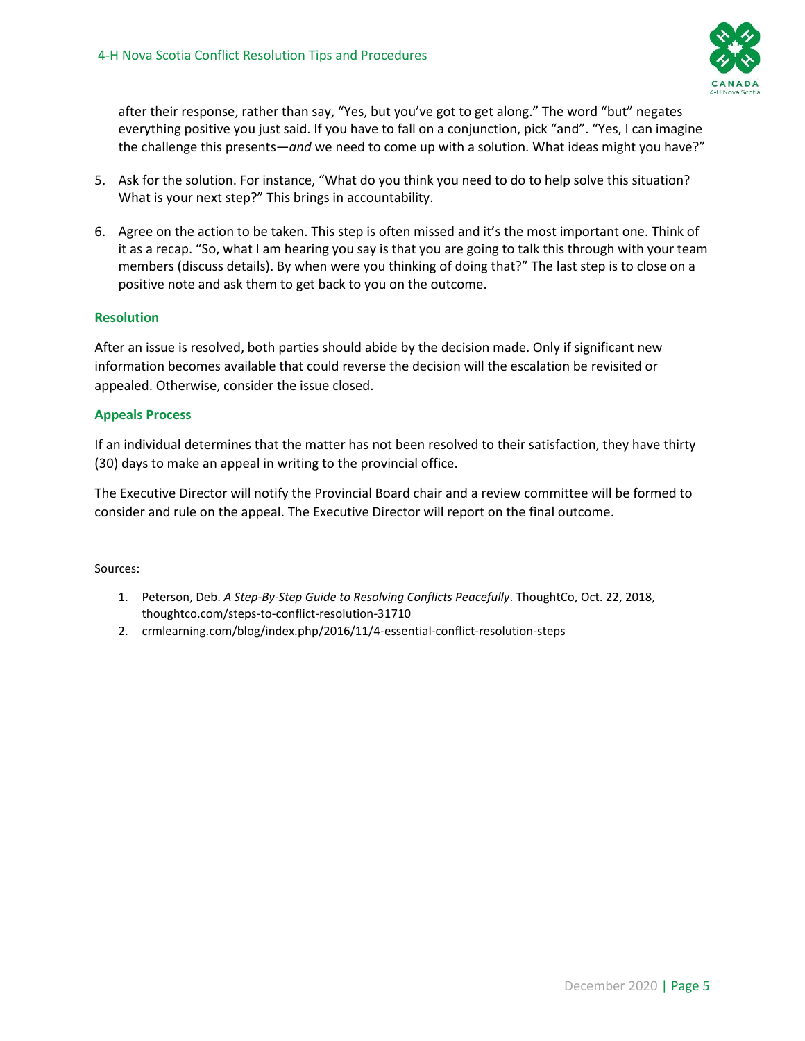after their response, rather than say, "Yes, but you've got to get along." The word "but" negates everything positive you just said. If you have to fall on a conjunction, pick "and". "Yes, I can imagine the challenge this presents—*and* we need to come up with a solution. What ideas might you have?"

5. Ask for the solution. For instance, "What do you think you need to do to help solve this situation? What is your next step?" This brings in accountability.
6. Agree on the action to be taken. This step is often missed and it's the most important one. Think of it as a recap. "So, what I am hearing you say is that you are going to talk this through with your team members (discuss details). By when were you thinking of doing that?" The last step is to close on a positive note and ask them to get back to you on the outcome.

### Resolution

After an issue is resolved, both parties should abide by the decision made. Only if significant new information becomes available that could reverse the decision will the escalation be revisited or appealed. Otherwise, consider the issue closed.

### Appeals Process

If an individual determines that the matter has not been resolved to their satisfaction, they have thirty (30) days to make an appeal in writing to the provincial office.

The Executive Director will notify the Provincial Board chair and a review committee will be formed to consider and rule on the appeal. The Executive Director will report on the final outcome.

Sources:

1. Peterson, Deb. *A Step-By-Step Guide to Resolving Conflicts Peacefully*. ThoughtCo, Oct. 22, 2018, thoughtco.com/steps-to-conflict-resolution-31710
2. crmlearning.com/blog/index.php/2016/11/4-essential-conflict-resolution-steps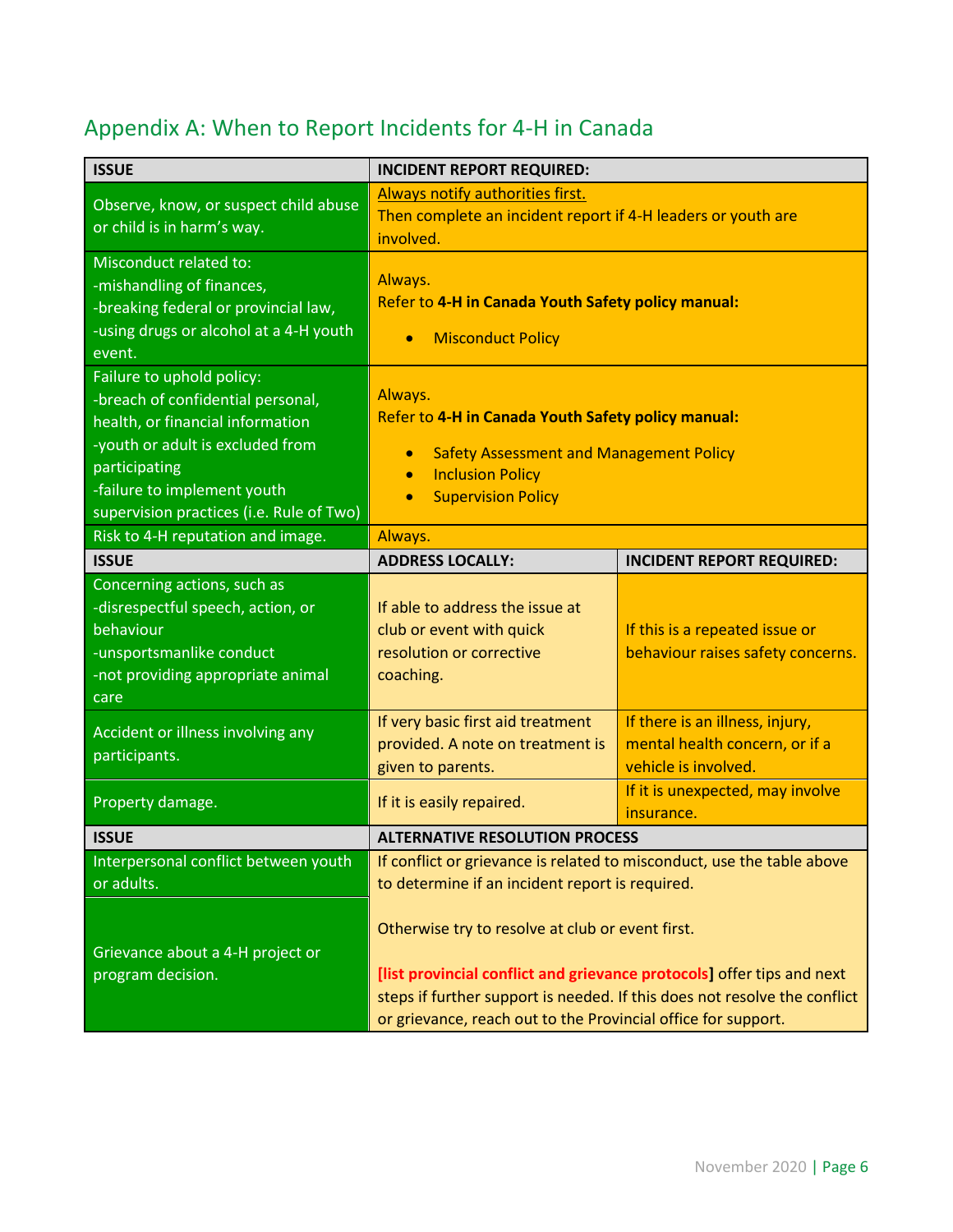## Appendix A: When to Report Incidents for 4-H in Canada

| ISSUE | INCIDENT REPORT REQUIRED: | |
|---|---|---|
| Observe, know, or suspect child abuse or child is in harm's way. | Always notify authorities first.<br>Then complete an incident report if 4-H leaders or youth are involved. | |
| Misconduct related to:<br>-mishandling of finances,<br>-breaking federal or provincial law,<br>-using drugs or alcohol at a 4-H youth event. | Always.<br>Refer to **4-H in Canada Youth Safety policy manual:**<br>• Misconduct Policy | |
| Failure to uphold policy:<br>-breach of confidential personal, health, or financial information<br>-youth or adult is excluded from participating<br>-failure to implement youth supervision practices (i.e. Rule of Two) | Always.<br>Refer to **4-H in Canada Youth Safety policy manual:**<br>• Safety Assessment and Management Policy<br>• Inclusion Policy<br>• Supervision Policy | |
| Risk to 4-H reputation and image. | Always. | |
| **ISSUE** | **ADDRESS LOCALLY:** | **INCIDENT REPORT REQUIRED:** |
| Concerning actions, such as<br>-disrespectful speech, action, or behaviour<br>-unsportsmanlike conduct<br>-not providing appropriate animal care | If able to address the issue at club or event with quick resolution or corrective coaching. | If this is a repeated issue or behaviour raises safety concerns. |
| Accident or illness involving any participants. | If very basic first aid treatment provided. A note on treatment is given to parents. | If there is an illness, injury, mental health concern, or if a vehicle is involved. |
| Property damage. | If it is easily repaired. | If it is unexpected, may involve insurance. |
| **ISSUE** | **ALTERNATIVE RESOLUTION PROCESS** | |
| Interpersonal conflict between youth or adults. | If conflict or grievance is related to misconduct, use the table above to determine if an incident report is required.<br><br>Otherwise try to resolve at club or event first.<br><br>[list provincial conflict and grievance protocols] offer tips and next steps if further support is needed. If this does not resolve the conflict or grievance, reach out to the Provincial office for support. | |
| Grievance about a 4-H project or program decision. | | |